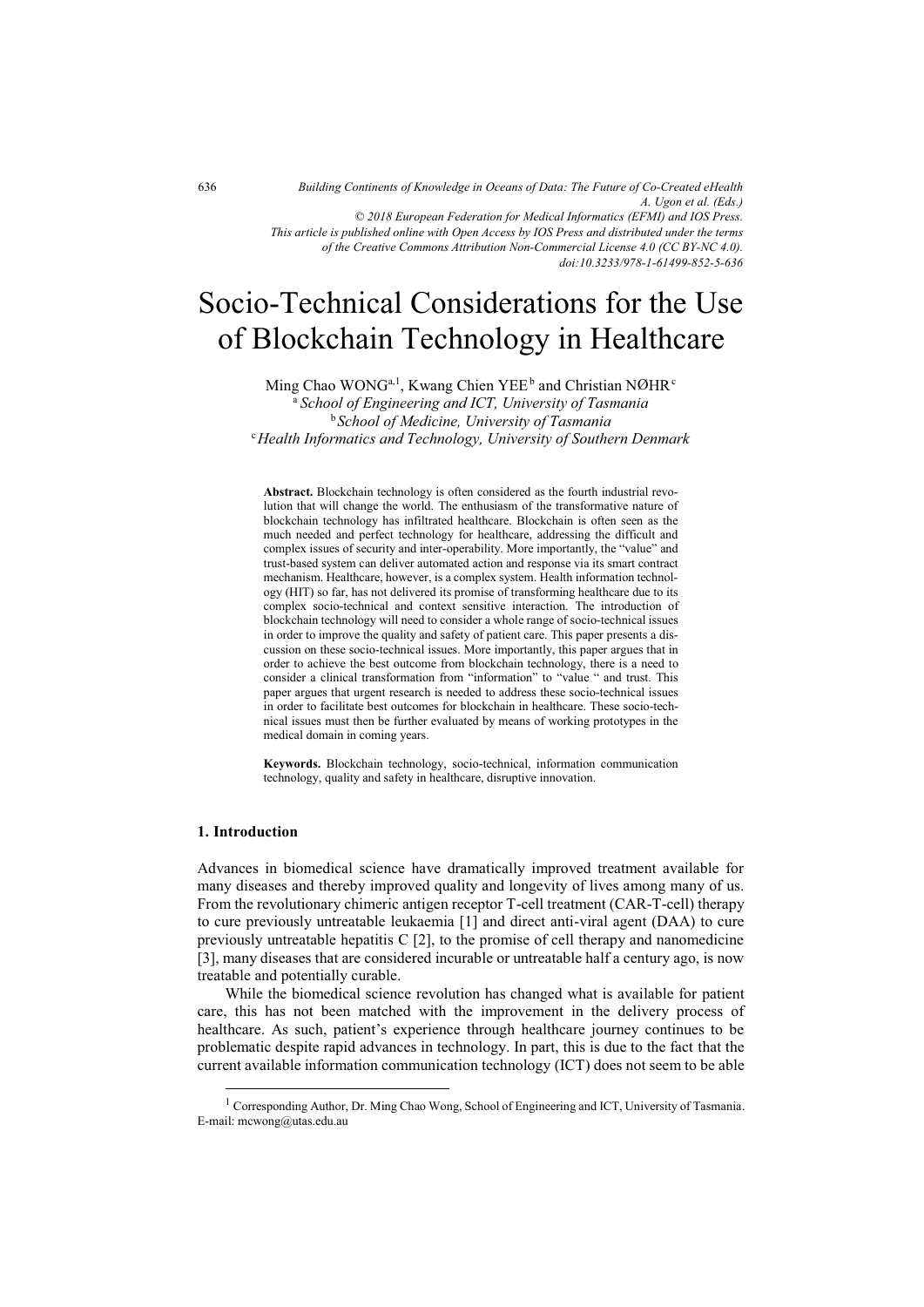# Socio-Technical Considerations for the Use of Blockchain Technology in Healthcare

Ming Chao WONG[a,1], Kwang Chien YEE[b] and Christian NØHR[c]

[a] *School of Engineering and ICT, University of Tasmania*
[b] *School of Medicine, University of Tasmania*
[c] *Health Informatics and Technology, University of Southern Denmark*

**Abstract.** Blockchain technology is often considered as the fourth industrial revolution that will change the world. The enthusiasm of the transformative nature of blockchain technology has infiltrated healthcare. Blockchain is often seen as the much needed and perfect technology for healthcare, addressing the difficult and complex issues of security and inter-operability. More importantly, the "value" and trust-based system can deliver automated action and response via its smart contract mechanism. Healthcare, however, is a complex system. Health information technology (HIT) so far, has not delivered its promise of transforming healthcare due to its complex socio-technical and context sensitive interaction. The introduction of blockchain technology will need to consider a whole range of socio-technical issues in order to improve the quality and safety of patient care. This paper presents a discussion on these socio-technical issues. More importantly, this paper argues that in order to achieve the best outcome from blockchain technology, there is a need to consider a clinical transformation from "information" to "value " and trust. This paper argues that urgent research is needed to address these socio-technical issues in order to facilitate best outcomes for blockchain in healthcare. These socio-technical issues must then be further evaluated by means of working prototypes in the medical domain in coming years.

**Keywords.** Blockchain technology, socio-technical, information communication technology, quality and safety in healthcare, disruptive innovation.

## 1. Introduction

Advances in biomedical science have dramatically improved treatment available for many diseases and thereby improved quality and longevity of lives among many of us. From the revolutionary chimeric antigen receptor T-cell treatment (CAR-T-cell) therapy to cure previously untreatable leukaemia [1] and direct anti-viral agent (DAA) to cure previously untreatable hepatitis C [2], to the promise of cell therapy and nanomedicine [3], many diseases that are considered incurable or untreatable half a century ago, is now treatable and potentially curable.

While the biomedical science revolution has changed what is available for patient care, this has not been matched with the improvement in the delivery process of healthcare. As such, patient's experience through healthcare journey continues to be problematic despite rapid advances in technology. In part, this is due to the fact that the current available information communication technology (ICT) does not seem to be able

[1] Corresponding Author, Dr. Ming Chao Wong, School of Engineering and ICT, University of Tasmania. E-mail: mcwong@utas.edu.au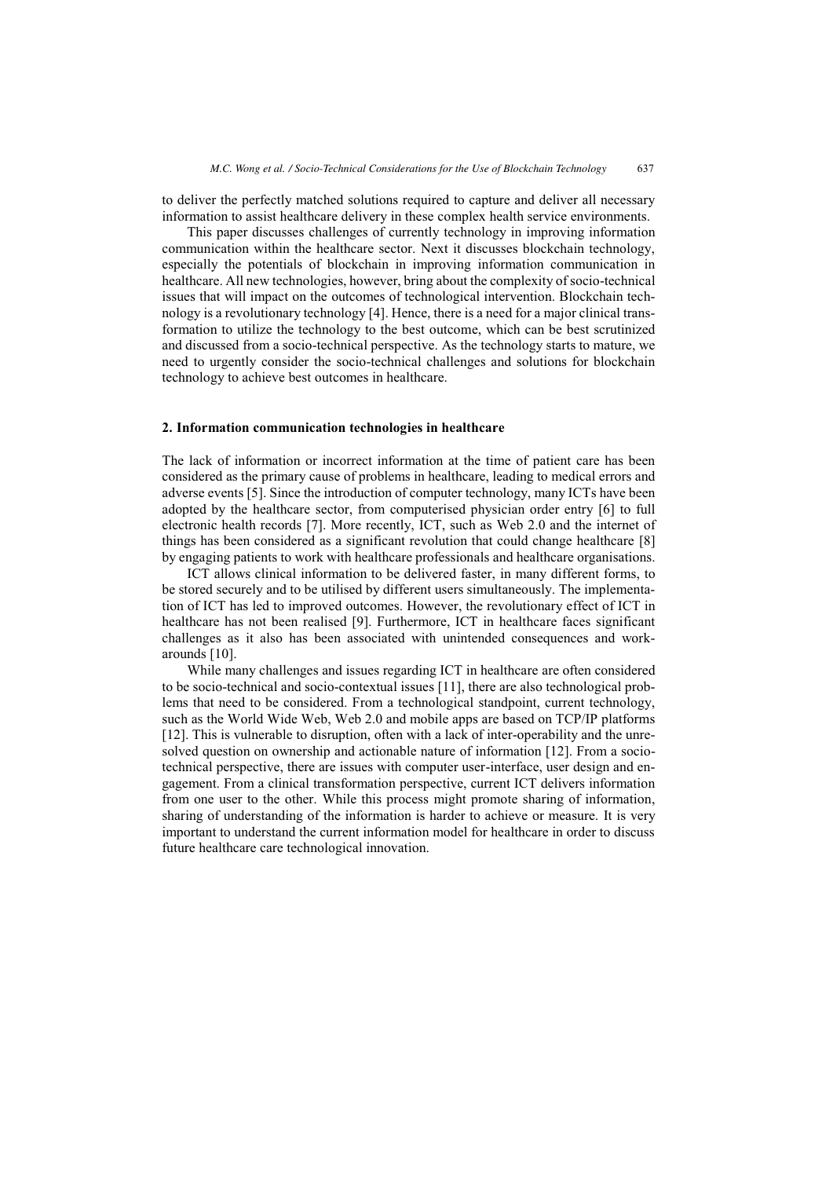to deliver the perfectly matched solutions required to capture and deliver all necessary information to assist healthcare delivery in these complex health service environments.

This paper discusses challenges of currently technology in improving information communication within the healthcare sector. Next it discusses blockchain technology, especially the potentials of blockchain in improving information communication in healthcare. All new technologies, however, bring about the complexity of socio-technical issues that will impact on the outcomes of technological intervention. Blockchain technology is a revolutionary technology [4]. Hence, there is a need for a major clinical transformation to utilize the technology to the best outcome, which can be best scrutinized and discussed from a socio-technical perspective. As the technology starts to mature, we need to urgently consider the socio-technical challenges and solutions for blockchain technology to achieve best outcomes in healthcare.

## 2. Information communication technologies in healthcare

The lack of information or incorrect information at the time of patient care has been considered as the primary cause of problems in healthcare, leading to medical errors and adverse events [5]. Since the introduction of computer technology, many ICTs have been adopted by the healthcare sector, from computerised physician order entry [6] to full electronic health records [7]. More recently, ICT, such as Web 2.0 and the internet of things has been considered as a significant revolution that could change healthcare [8] by engaging patients to work with healthcare professionals and healthcare organisations.

ICT allows clinical information to be delivered faster, in many different forms, to be stored securely and to be utilised by different users simultaneously. The implementation of ICT has led to improved outcomes. However, the revolutionary effect of ICT in healthcare has not been realised [9]. Furthermore, ICT in healthcare faces significant challenges as it also has been associated with unintended consequences and workarounds [10].

While many challenges and issues regarding ICT in healthcare are often considered to be socio-technical and socio-contextual issues [11], there are also technological problems that need to be considered. From a technological standpoint, current technology, such as the World Wide Web, Web 2.0 and mobile apps are based on TCP/IP platforms [12]. This is vulnerable to disruption, often with a lack of inter-operability and the unresolved question on ownership and actionable nature of information [12]. From a socio-technical perspective, there are issues with computer user-interface, user design and engagement. From a clinical transformation perspective, current ICT delivers information from one user to the other. While this process might promote sharing of information, sharing of understanding of the information is harder to achieve or measure. It is very important to understand the current information model for healthcare in order to discuss future healthcare care technological innovation.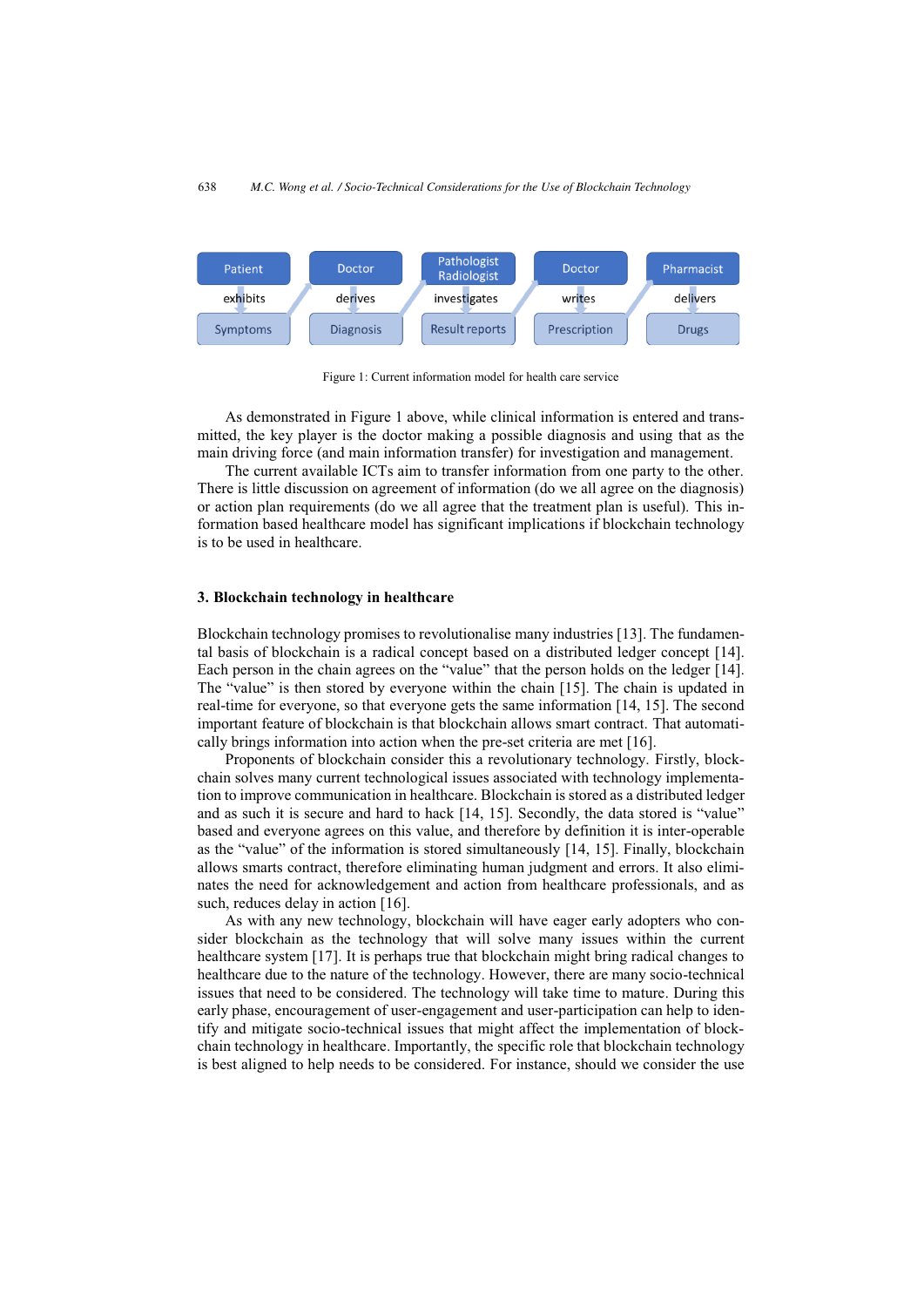| Patient | Doctor | Pathologist Radiologist | Doctor | Pharmacist |
|---|---|---|---|---|
| exhibits | derives | investigates | writes | delivers |
| Symptoms | Diagnosis | Result reports | Prescription | Drugs |

Figure 1: Current information model for health care service

As demonstrated in Figure 1 above, while clinical information is entered and transmitted, the key player is the doctor making a possible diagnosis and using that as the main driving force (and main information transfer) for investigation and management.

The current available ICTs aim to transfer information from one party to the other. There is little discussion on agreement of information (do we all agree on the diagnosis) or action plan requirements (do we all agree that the treatment plan is useful). This information based healthcare model has significant implications if blockchain technology is to be used in healthcare.

## 3. Blockchain technology in healthcare

Blockchain technology promises to revolutionalise many industries [13]. The fundamental basis of blockchain is a radical concept based on a distributed ledger concept [14]. Each person in the chain agrees on the "value" that the person holds on the ledger [14]. The "value" is then stored by everyone within the chain [15]. The chain is updated in real-time for everyone, so that everyone gets the same information [14, 15]. The second important feature of blockchain is that blockchain allows smart contract. That automatically brings information into action when the pre-set criteria are met [16].

Proponents of blockchain consider this a revolutionary technology. Firstly, blockchain solves many current technological issues associated with technology implementation to improve communication in healthcare. Blockchain is stored as a distributed ledger and as such it is secure and hard to hack [14, 15]. Secondly, the data stored is "value" based and everyone agrees on this value, and therefore by definition it is inter-operable as the "value" of the information is stored simultaneously [14, 15]. Finally, blockchain allows smarts contract, therefore eliminating human judgment and errors. It also eliminates the need for acknowledgement and action from healthcare professionals, and as such, reduces delay in action [16].

As with any new technology, blockchain will have eager early adopters who consider blockchain as the technology that will solve many issues within the current healthcare system [17]. It is perhaps true that blockchain might bring radical changes to healthcare due to the nature of the technology. However, there are many socio-technical issues that need to be considered. The technology will take time to mature. During this early phase, encouragement of user-engagement and user-participation can help to identify and mitigate socio-technical issues that might affect the implementation of blockchain technology in healthcare. Importantly, the specific role that blockchain technology is best aligned to help needs to be considered. For instance, should we consider the use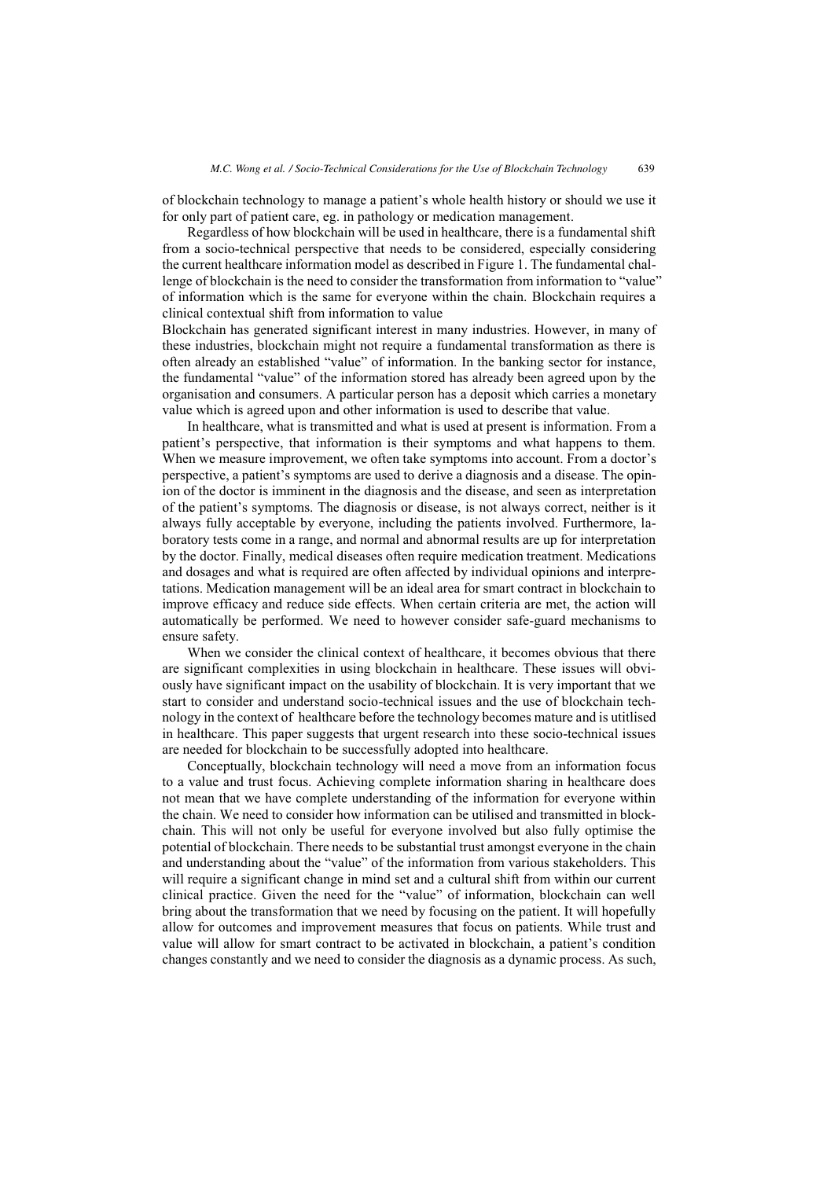of blockchain technology to manage a patient's whole health history or should we use it for only part of patient care, eg. in pathology or medication management.

Regardless of how blockchain will be used in healthcare, there is a fundamental shift from a socio-technical perspective that needs to be considered, especially considering the current healthcare information model as described in Figure 1. The fundamental challenge of blockchain is the need to consider the transformation from information to "value" of information which is the same for everyone within the chain. Blockchain requires a clinical contextual shift from information to value

Blockchain has generated significant interest in many industries. However, in many of these industries, blockchain might not require a fundamental transformation as there is often already an established "value" of information. In the banking sector for instance, the fundamental "value" of the information stored has already been agreed upon by the organisation and consumers. A particular person has a deposit which carries a monetary value which is agreed upon and other information is used to describe that value.

In healthcare, what is transmitted and what is used at present is information. From a patient's perspective, that information is their symptoms and what happens to them. When we measure improvement, we often take symptoms into account. From a doctor's perspective, a patient's symptoms are used to derive a diagnosis and a disease. The opinion of the doctor is imminent in the diagnosis and the disease, and seen as interpretation of the patient's symptoms. The diagnosis or disease, is not always correct, neither is it always fully acceptable by everyone, including the patients involved. Furthermore, laboratory tests come in a range, and normal and abnormal results are up for interpretation by the doctor. Finally, medical diseases often require medication treatment. Medications and dosages and what is required are often affected by individual opinions and interpretations. Medication management will be an ideal area for smart contract in blockchain to improve efficacy and reduce side effects. When certain criteria are met, the action will automatically be performed. We need to however consider safe-guard mechanisms to ensure safety.

When we consider the clinical context of healthcare, it becomes obvious that there are significant complexities in using blockchain in healthcare. These issues will obviously have significant impact on the usability of blockchain. It is very important that we start to consider and understand socio-technical issues and the use of blockchain technology in the context of healthcare before the technology becomes mature and is utitlised in healthcare. This paper suggests that urgent research into these socio-technical issues are needed for blockchain to be successfully adopted into healthcare.

Conceptually, blockchain technology will need a move from an information focus to a value and trust focus. Achieving complete information sharing in healthcare does not mean that we have complete understanding of the information for everyone within the chain. We need to consider how information can be utilised and transmitted in blockchain. This will not only be useful for everyone involved but also fully optimise the potential of blockchain. There needs to be substantial trust amongst everyone in the chain and understanding about the "value" of the information from various stakeholders. This will require a significant change in mind set and a cultural shift from within our current clinical practice. Given the need for the "value" of information, blockchain can well bring about the transformation that we need by focusing on the patient. It will hopefully allow for outcomes and improvement measures that focus on patients. While trust and value will allow for smart contract to be activated in blockchain, a patient's condition changes constantly and we need to consider the diagnosis as a dynamic process. As such,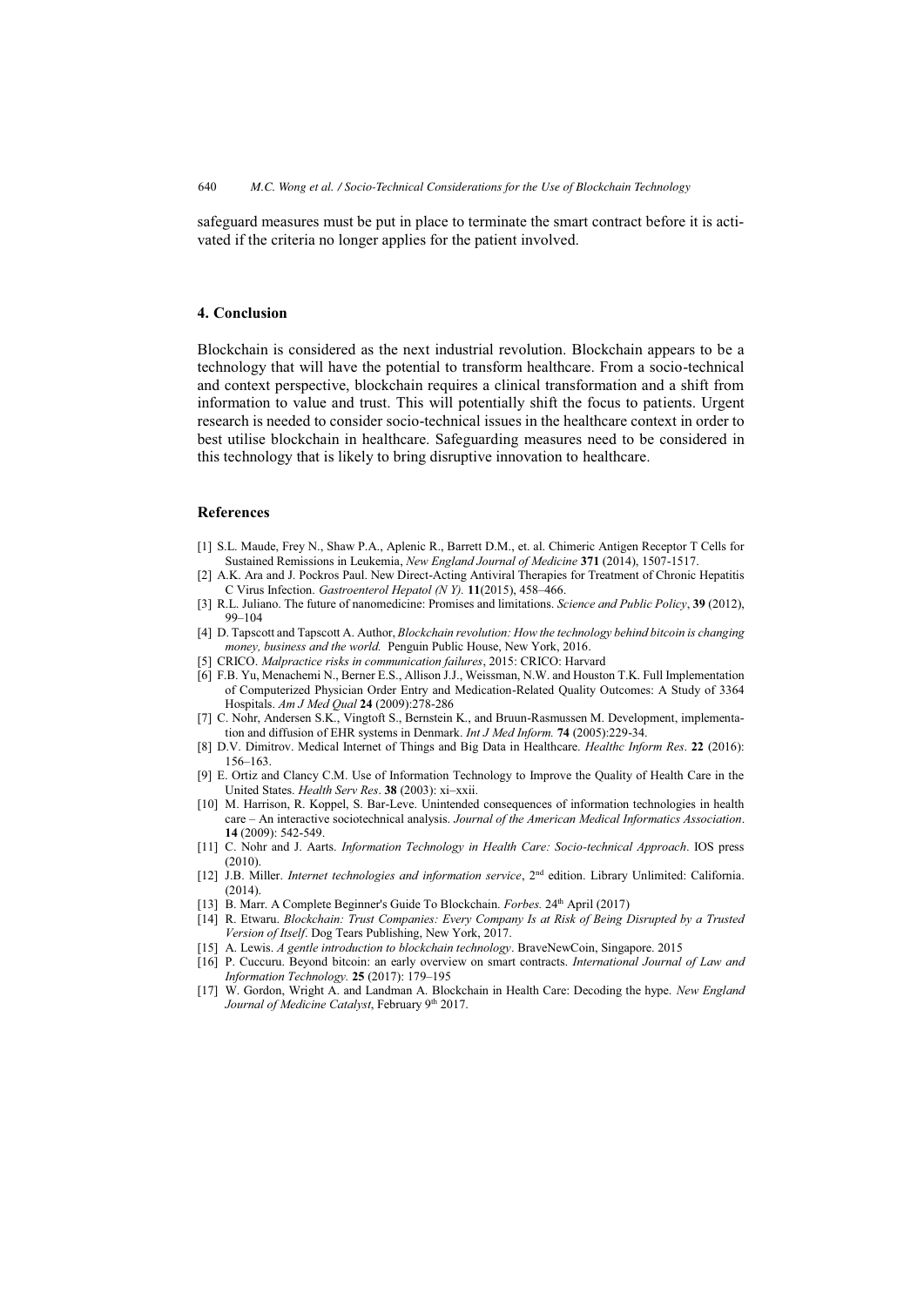safeguard measures must be put in place to terminate the smart contract before it is activated if the criteria no longer applies for the patient involved.

## 4. Conclusion

Blockchain is considered as the next industrial revolution. Blockchain appears to be a technology that will have the potential to transform healthcare. From a socio-technical and context perspective, blockchain requires a clinical transformation and a shift from information to value and trust. This will potentially shift the focus to patients. Urgent research is needed to consider socio-technical issues in the healthcare context in order to best utilise blockchain in healthcare. Safeguarding measures need to be considered in this technology that is likely to bring disruptive innovation to healthcare.

## References

[1] S.L. Maude, Frey N., Shaw P.A., Aplenic R., Barrett D.M., et. al. Chimeric Antigen Receptor T Cells for Sustained Remissions in Leukemia, *New England Journal of Medicine* **371** (2014), 1507-1517.

[2] A.K. Ara and J. Pockros Paul. New Direct-Acting Antiviral Therapies for Treatment of Chronic Hepatitis C Virus Infection. *Gastroenterol Hepatol (N Y).* **11**(2015), 458–466.

[3] R.L. Juliano. The future of nanomedicine: Promises and limitations. *Science and Public Policy*, **39** (2012), 99–104

[4] D. Tapscott and Tapscott A. Author, *Blockchain revolution: How the technology behind bitcoin is changing money, business and the world.* Penguin Public House, New York, 2016.

[5] CRICO. *Malpractice risks in communication failures*, 2015: CRICO: Harvard

[6] F.B. Yu, Menachemi N., Berner E.S., Allison J.J., Weissman, N.W. and Houston T.K. Full Implementation of Computerized Physician Order Entry and Medication-Related Quality Outcomes: A Study of 3364 Hospitals. *Am J Med Qual* **24** (2009):278-286

[7] C. Nohr, Andersen S.K., Vingtoft S., Bernstein K., and Bruun-Rasmussen M. Development, implementation and diffusion of EHR systems in Denmark. *Int J Med Inform.* **74** (2005):229-34.

[8] D.V. Dimitrov. Medical Internet of Things and Big Data in Healthcare. *Healthc Inform Res*. **22** (2016): 156–163.

[9] E. Ortiz and Clancy C.M. Use of Information Technology to Improve the Quality of Health Care in the United States. *Health Serv Res*. **38** (2003): xi–xxii.

[10] M. Harrison, R. Koppel, S. Bar-Leve. Unintended consequences of information technologies in health care – An interactive sociotechnical analysis. *Journal of the American Medical Informatics Association*. **14** (2009): 542-549.

[11] C. Nohr and J. Aarts. *Information Technology in Health Care: Socio-technical Approach*. IOS press (2010).

[12] J.B. Miller. *Internet technologies and information service*, 2nd edition. Library Unlimited: California. (2014).

[13] B. Marr. A Complete Beginner's Guide To Blockchain. *Forbes.* 24th April (2017)

[14] R. Etwaru. *Blockchain: Trust Companies: Every Company Is at Risk of Being Disrupted by a Trusted Version of Itself*. Dog Tears Publishing, New York, 2017.

[15] A. Lewis. *A gentle introduction to blockchain technology*. BraveNewCoin, Singapore. 2015

[16] P. Cuccuru. Beyond bitcoin: an early overview on smart contracts. *International Journal of Law and Information Technology.* **25** (2017): 179–195

[17] W. Gordon, Wright A. and Landman A. Blockchain in Health Care: Decoding the hype. *New England Journal of Medicine Catalyst*, February 9th 2017.